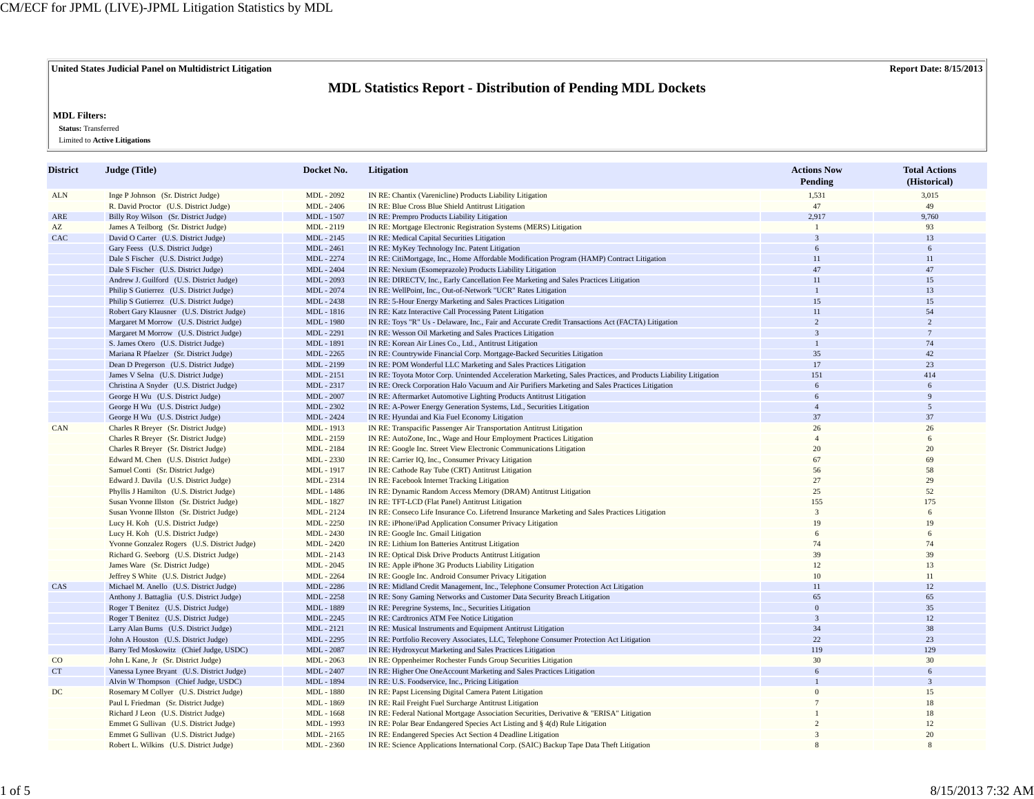**United States Judicial Panel on Multidistrict Litigation** **Report Date: 8/15/2013**

# MDL Statistics Report - Distribution of Pending MDL Dockets

**MDL Filters:**

**Status:** Transferred

Limited to **Active Litigations**

| District | Judge (Title) | Docket No. | Litigation | Actions Now Pending | Total Actions (Historical) |
|---|---|---|---|---|---|
| ALN | Inge P Johnson (Sr. District Judge) | MDL - 2092 | IN RE: Chantix (Varenicline) Products Liability Litigation | 1,531 | 3,015 |
| | R. David Proctor (U.S. District Judge) | MDL - 2406 | IN RE: Blue Cross Blue Shield Antitrust Litigation | 47 | 49 |
| ARE | Billy Roy Wilson (Sr. District Judge) | MDL - 1507 | IN RE: Prempro Products Liability Litigation | 2,917 | 9,760 |
| AZ | James A Teilborg (Sr. District Judge) | MDL - 2119 | IN RE: Mortgage Electronic Registration Systems (MERS) Litigation | 1 | 93 |
| CAC | David O Carter (U.S. District Judge) | MDL - 2145 | IN RE: Medical Capital Securities Litigation | 3 | 13 |
| | Gary Feess (U.S. District Judge) | MDL - 2461 | IN RE: MyKey Technology Inc. Patent Litigation | 6 | 6 |
| | Dale S Fischer (U.S. District Judge) | MDL - 2274 | IN RE: CitiMortgage, Inc., Home Affordable Modification Program (HAMP) Contract Litigation | 11 | 11 |
| | Dale S Fischer (U.S. District Judge) | MDL - 2404 | IN RE: Nexium (Esomeprazole) Products Liability Litigation | 47 | 47 |
| | Andrew J. Guilford (U.S. District Judge) | MDL - 2093 | IN RE: DIRECTV, Inc., Early Cancellation Fee Marketing and Sales Practices Litigation | 11 | 15 |
| | Philip S Gutierrez (U.S. District Judge) | MDL - 2074 | IN RE: WellPoint, Inc., Out-of-Network "UCR" Rates Litigation | 1 | 13 |
| | Philip S Gutierrez (U.S. District Judge) | MDL - 2438 | IN RE: 5-Hour Energy Marketing and Sales Practices Litigation | 15 | 15 |
| | Robert Gary Klausner (U.S. District Judge) | MDL - 1816 | IN RE: Katz Interactive Call Processing Patent Litigation | 11 | 54 |
| | Margaret M Morrow (U.S. District Judge) | MDL - 1980 | IN RE: Toys "R" Us - Delaware, Inc., Fair and Accurate Credit Transactions Act (FACTA) Litigation | 2 | 2 |
| | Margaret M Morrow (U.S. District Judge) | MDL - 2291 | IN RE: Wesson Oil Marketing and Sales Practices Litigation | 3 | 7 |
| | S. James Otero (U.S. District Judge) | MDL - 1891 | IN RE: Korean Air Lines Co., Ltd., Antitrust Litigation | 1 | 74 |
| | Mariana R Pfaelzer (Sr. District Judge) | MDL - 2265 | IN RE: Countrywide Financial Corp. Mortgage-Backed Securities Litigation | 35 | 42 |
| | Dean D Pregerson (U.S. District Judge) | MDL - 2199 | IN RE: POM Wonderful LLC Marketing and Sales Practices Litigation | 17 | 23 |
| | James V Selna (U.S. District Judge) | MDL - 2151 | IN RE: Toyota Motor Corp. Unintended Acceleration Marketing, Sales Practices, and Products Liability Litigation | 151 | 414 |
| | Christina A Snyder (U.S. District Judge) | MDL - 2317 | IN RE: Oreck Corporation Halo Vacuum and Air Purifiers Marketing and Sales Practices Litigation | 6 | 6 |
| | George H Wu (U.S. District Judge) | MDL - 2007 | IN RE: Aftermarket Automotive Lighting Products Antitrust Litigation | 6 | 9 |
| | George H Wu (U.S. District Judge) | MDL - 2302 | IN RE: A-Power Energy Generation Systems, Ltd., Securities Litigation | 4 | 5 |
| | George H Wu (U.S. District Judge) | MDL - 2424 | IN RE: Hyundai and Kia Fuel Economy Litigation | 37 | 37 |
| CAN | Charles R Breyer (Sr. District Judge) | MDL - 1913 | IN RE: Transpacific Passenger Air Transportation Antitrust Litigation | 26 | 26 |
| | Charles R Breyer (Sr. District Judge) | MDL - 2159 | IN RE: AutoZone, Inc., Wage and Hour Employment Practices Litigation | 4 | 6 |
| | Charles R Breyer (Sr. District Judge) | MDL - 2184 | IN RE: Google Inc. Street View Electronic Communications Litigation | 20 | 20 |
| | Edward M. Chen (U.S. District Judge) | MDL - 2330 | IN RE: Carrier IQ, Inc., Consumer Privacy Litigation | 67 | 69 |
| | Samuel Conti (Sr. District Judge) | MDL - 1917 | IN RE: Cathode Ray Tube (CRT) Antitrust Litigation | 56 | 58 |
| | Edward J. Davila (U.S. District Judge) | MDL - 2314 | IN RE: Facebook Internet Tracking Litigation | 27 | 29 |
| | Phyllis J Hamilton (U.S. District Judge) | MDL - 1486 | IN RE: Dynamic Random Access Memory (DRAM) Antitrust Litigation | 25 | 52 |
| | Susan Yvonne Illston (Sr. District Judge) | MDL - 1827 | IN RE: TFT-LCD (Flat Panel) Antitrust Litigation | 155 | 175 |
| | Susan Yvonne Illston (Sr. District Judge) | MDL - 2124 | IN RE: Conseco Life Insurance Co. Lifetrend Insurance Marketing and Sales Practices Litigation | 3 | 6 |
| | Lucy H. Koh (U.S. District Judge) | MDL - 2250 | IN RE: iPhone/iPad Application Consumer Privacy Litigation | 19 | 19 |
| | Lucy H. Koh (U.S. District Judge) | MDL - 2430 | IN RE: Google Inc. Gmail Litigation | 6 | 6 |
| | Yvonne Gonzalez Rogers (U.S. District Judge) | MDL - 2420 | IN RE: Lithium Ion Batteries Antitrust Litigation | 74 | 74 |
| | Richard G. Seeborg (U.S. District Judge) | MDL - 2143 | IN RE: Optical Disk Drive Products Antitrust Litigation | 39 | 39 |
| | James Ware (Sr. District Judge) | MDL - 2045 | IN RE: Apple iPhone 3G Products Liability Litigation | 12 | 13 |
| | Jeffrey S White (U.S. District Judge) | MDL - 2264 | IN RE: Google Inc. Android Consumer Privacy Litigation | 10 | 11 |
| CAS | Michael M. Anello (U.S. District Judge) | MDL - 2286 | IN RE: Midland Credit Management, Inc., Telephone Consumer Protection Act Litigation | 11 | 12 |
| | Anthony J. Battaglia (U.S. District Judge) | MDL - 2258 | IN RE: Sony Gaming Networks and Customer Data Security Breach Litigation | 65 | 65 |
| | Roger T Benitez (U.S. District Judge) | MDL - 1889 | IN RE: Peregrine Systems, Inc., Securities Litigation | 0 | 35 |
| | Roger T Benitez (U.S. District Judge) | MDL - 2245 | IN RE: Cardtronics ATM Fee Notice Litigation | 3 | 12 |
| | Larry Alan Burns (U.S. District Judge) | MDL - 2121 | IN RE: Musical Instruments and Equipment Antitrust Litigation | 34 | 38 |
| | John A Houston (U.S. District Judge) | MDL - 2295 | IN RE: Portfolio Recovery Associates, LLC, Telephone Consumer Protection Act Litigation | 22 | 23 |
| | Barry Ted Moskowitz (Chief Judge, USDC) | MDL - 2087 | IN RE: Hydroxycut Marketing and Sales Practices Litigation | 119 | 129 |
| CO | John L Kane, Jr (Sr. District Judge) | MDL - 2063 | IN RE: Oppenheimer Rochester Funds Group Securities Litigation | 30 | 30 |
| CT | Vanessa Lynee Bryant (U.S. District Judge) | MDL - 2407 | IN RE: Higher One OneAccount Marketing and Sales Practices Litigation | 6 | 6 |
| | Alvin W Thompson (Chief Judge, USDC) | MDL - 1894 | IN RE: U.S. Foodservice, Inc., Pricing Litigation | 1 | 3 |
| DC | Rosemary M Collyer (U.S. District Judge) | MDL - 1880 | IN RE: Papst Licensing Digital Camera Patent Litigation | 0 | 15 |
| | Paul L Friedman (Sr. District Judge) | MDL - 1869 | IN RE: Rail Freight Fuel Surcharge Antitrust Litigation | 7 | 18 |
| | Richard J Leon (U.S. District Judge) | MDL - 1668 | IN RE: Federal National Mortgage Association Securities, Derivative & "ERISA" Litigation | 1 | 18 |
| | Emmet G Sullivan (U.S. District Judge) | MDL - 1993 | IN RE: Polar Bear Endangered Species Act Listing and § 4(d) Rule Litigation | 2 | 12 |
| | Emmet G Sullivan (U.S. District Judge) | MDL - 2165 | IN RE: Endangered Species Act Section 4 Deadline Litigation | 3 | 20 |
| | Robert L. Wilkins (U.S. District Judge) | MDL - 2360 | IN RE: Science Applications International Corp. (SAIC) Backup Tape Data Theft Litigation | 8 | 8 |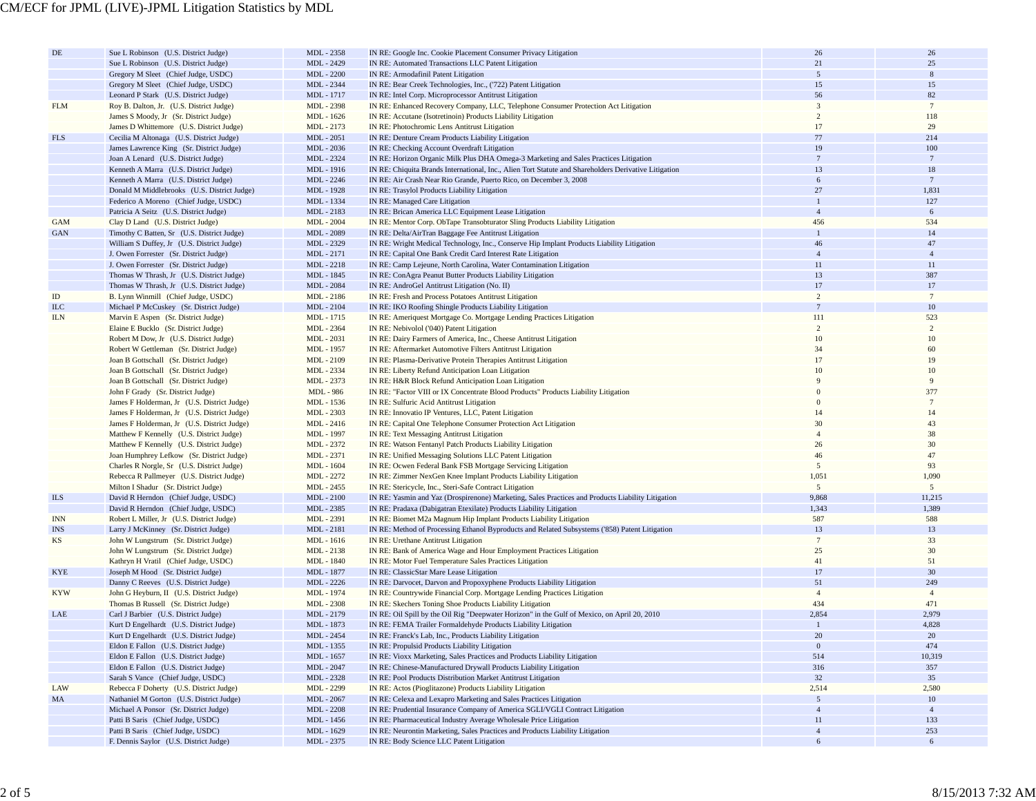| | | | | | |
|---|---|---|---|---|---|
| DE | Sue L Robinson (U.S. District Judge) | MDL - 2358 | IN RE: Google Inc. Cookie Placement Consumer Privacy Litigation | 26 | 26 |
| | Sue L Robinson (U.S. District Judge) | MDL - 2429 | IN RE: Automated Transactions LLC Patent Litigation | 21 | 25 |
| | Gregory M Sleet (Chief Judge, USDC) | MDL - 2200 | IN RE: Armodafinil Patent Litigation | 5 | 8 |
| | Gregory M Sleet (Chief Judge, USDC) | MDL - 2344 | IN RE: Bear Creek Technologies, Inc., ('722) Patent Litigation | 15 | 15 |
| | Leonard P Stark (U.S. District Judge) | MDL - 1717 | IN RE: Intel Corp. Microprocessor Antitrust Litigation | 56 | 82 |
| FLM | Roy B. Dalton, Jr. (U.S. District Judge) | MDL - 2398 | IN RE: Enhanced Recovery Company, LLC, Telephone Consumer Protection Act Litigation | 3 | 7 |
| | James S Moody, Jr (Sr. District Judge) | MDL - 1626 | IN RE: Accutane (Isotretinoin) Products Liability Litigation | 2 | 118 |
| | James D Whittemore (U.S. District Judge) | MDL - 2173 | IN RE: Photochromic Lens Antitrust Litigation | 17 | 29 |
| FLS | Cecilia M Altonaga (U.S. District Judge) | MDL - 2051 | IN RE: Denture Cream Products Liability Litigation | 77 | 214 |
| | James Lawrence King (Sr. District Judge) | MDL - 2036 | IN RE: Checking Account Overdraft Litigation | 19 | 100 |
| | Joan A Lenard (U.S. District Judge) | MDL - 2324 | IN RE: Horizon Organic Milk Plus DHA Omega-3 Marketing and Sales Practices Litigation | 7 | 7 |
| | Kenneth A Marra (U.S. District Judge) | MDL - 1916 | IN RE: Chiquita Brands International, Inc., Alien Tort Statute and Shareholders Derivative Litigation | 13 | 18 |
| | Kenneth A Marra (U.S. District Judge) | MDL - 2246 | IN RE: Air Crash Near Rio Grande, Puerto Rico, on December 3, 2008 | 6 | 7 |
| | Donald M Middlebrooks (U.S. District Judge) | MDL - 1928 | IN RE: Trasylol Products Liability Litigation | 27 | 1,831 |
| | Federico A Moreno (Chief Judge, USDC) | MDL - 1334 | IN RE: Managed Care Litigation | 1 | 127 |
| | Patricia A Seitz (U.S. District Judge) | MDL - 2183 | IN RE: Brican America LLC Equipment Lease Litigation | 4 | 6 |
| GAM | Clay D Land (U.S. District Judge) | MDL - 2004 | IN RE: Mentor Corp. ObTape Transobturator Sling Products Liability Litigation | 456 | 534 |
| GAN | Timothy C Batten, Sr (U.S. District Judge) | MDL - 2089 | IN RE: Delta/AirTran Baggage Fee Antitrust Litigation | 1 | 14 |
| | William S Duffey, Jr (U.S. District Judge) | MDL - 2329 | IN RE: Wright Medical Technology, Inc., Conserve Hip Implant Products Liability Litigation | 46 | 47 |
| | J. Owen Forrester (Sr. District Judge) | MDL - 2171 | IN RE: Capital One Bank Credit Card Interest Rate Litigation | 4 | 4 |
| | J. Owen Forrester (Sr. District Judge) | MDL - 2218 | IN RE: Camp Lejeune, North Carolina, Water Contamination Litigation | 11 | 11 |
| | Thomas W Thrash, Jr (U.S. District Judge) | MDL - 1845 | IN RE: ConAgra Peanut Butter Products Liability Litigation | 13 | 387 |
| | Thomas W Thrash, Jr (U.S. District Judge) | MDL - 2084 | IN RE: AndroGel Antitrust Litigation (No. II) | 17 | 17 |
| ID | B. Lynn Winmill (Chief Judge, USDC) | MDL - 2186 | IN RE: Fresh and Process Potatoes Antitrust Litigation | 2 | 7 |
| ILC | Michael P McCuskey (Sr. District Judge) | MDL - 2104 | IN RE: IKO Roofing Shingle Products Liability Litigation | 7 | 10 |
| ILN | Marvin E Aspen (Sr. District Judge) | MDL - 1715 | IN RE: Ameriquest Mortgage Co. Mortgage Lending Practices Litigation | 111 | 523 |
| | Elaine E Bucklo (Sr. District Judge) | MDL - 2364 | IN RE: Nebivolol ('040) Patent Litigation | 2 | 2 |
| | Robert M Dow, Jr (U.S. District Judge) | MDL - 2031 | IN RE: Dairy Farmers of America, Inc., Cheese Antitrust Litigation | 10 | 10 |
| | Robert W Gettleman (Sr. District Judge) | MDL - 1957 | IN RE: Aftermarket Automotive Filters Antitrust Litigation | 34 | 60 |
| | Joan B Gottschall (Sr. District Judge) | MDL - 2109 | IN RE: Plasma-Derivative Protein Therapies Antitrust Litigation | 17 | 19 |
| | Joan B Gottschall (Sr. District Judge) | MDL - 2334 | IN RE: Liberty Refund Anticipation Loan Litigation | 10 | 10 |
| | Joan B Gottschall (Sr. District Judge) | MDL - 2373 | IN RE: H&R Block Refund Anticipation Loan Litigation | 9 | 9 |
| | John F Grady (Sr. District Judge) | MDL - 986 | IN RE: "Factor VIII or IX Concentrate Blood Products" Products Liability Litigation | 0 | 377 |
| | James F Holderman, Jr (U.S. District Judge) | MDL - 1536 | IN RE: Sulfuric Acid Antitrust Litigation | 0 | 7 |
| | James F Holderman, Jr (U.S. District Judge) | MDL - 2303 | IN RE: Innovatio IP Ventures, LLC, Patent Litigation | 14 | 14 |
| | James F Holderman, Jr (U.S. District Judge) | MDL - 2416 | IN RE: Capital One Telephone Consumer Protection Act Litigation | 30 | 43 |
| | Matthew F Kennelly (U.S. District Judge) | MDL - 1997 | IN RE: Text Messaging Antitrust Litigation | 4 | 38 |
| | Matthew F Kennelly (U.S. District Judge) | MDL - 2372 | IN RE: Watson Fentanyl Patch Products Liability Litigation | 26 | 30 |
| | Joan Humphrey Lefkow (Sr. District Judge) | MDL - 2371 | IN RE: Unified Messaging Solutions LLC Patent Litigation | 46 | 47 |
| | Charles R Norgle, Sr (U.S. District Judge) | MDL - 1604 | IN RE: Ocwen Federal Bank FSB Mortgage Servicing Litigation | 5 | 93 |
| | Rebecca R Pallmeyer (U.S. District Judge) | MDL - 2272 | IN RE: Zimmer NexGen Knee Implant Products Liability Litigation | 1,051 | 1,090 |
| | Milton I Shadur (Sr. District Judge) | MDL - 2455 | IN RE: Stericycle, Inc., Steri-Safe Contract Litigation | 5 | 5 |
| ILS | David R Herndon (Chief Judge, USDC) | MDL - 2100 | IN RE: Yasmin and Yaz (Drospirenone) Marketing, Sales Practices and Products Liability Litigation | 9,868 | 11,215 |
| | David R Herndon (Chief Judge, USDC) | MDL - 2385 | IN RE: Pradaxa (Dabigatran Etexilate) Products Liability Litigation | 1,343 | 1,389 |
| INN | Robert L Miller, Jr (U.S. District Judge) | MDL - 2391 | IN RE: Biomet M2a Magnum Hip Implant Products Liability Litigation | 587 | 588 |
| INS | Larry J McKinney (Sr. District Judge) | MDL - 2181 | IN RE: Method of Processing Ethanol Byproducts and Related Subsystems ('858) Patent Litigation | 13 | 13 |
| KS | John W Lungstrum (Sr. District Judge) | MDL - 1616 | IN RE: Urethane Antitrust Litigation | 7 | 33 |
| | John W Lungstrum (Sr. District Judge) | MDL - 2138 | IN RE: Bank of America Wage and Hour Employment Practices Litigation | 25 | 30 |
| | Kathryn H Vratil (Chief Judge, USDC) | MDL - 1840 | IN RE: Motor Fuel Temperature Sales Practices Litigation | 41 | 51 |
| KYE | Joseph M Hood (Sr. District Judge) | MDL - 1877 | IN RE: ClassicStar Mare Lease Litigation | 17 | 30 |
| | Danny C Reeves (U.S. District Judge) | MDL - 2226 | IN RE: Darvocet, Darvon and Propoxyphene Products Liability Litigation | 51 | 249 |
| KYW | John G Heyburn, II (U.S. District Judge) | MDL - 1974 | IN RE: Countrywide Financial Corp. Mortgage Lending Practices Litigation | 4 | 4 |
| | Thomas B Russell (Chief Judge, USDC) | MDL - 2308 | IN RE: Skechers Toning Shoe Products Liability Litigation | 434 | 471 |
| LAE | Carl J Barbier (U.S. District Judge) | MDL - 2179 | IN RE: Oil Spill by the Oil Rig "Deepwater Horizon" in the Gulf of Mexico, on April 20, 2010 | 2,854 | 2,979 |
| | Kurt D Engelhardt (U.S. District Judge) | MDL - 1873 | IN RE: FEMA Trailer Formaldehyde Products Liability Litigation | 1 | 4,828 |
| | Kurt D Engelhardt (U.S. District Judge) | MDL - 2454 | IN RE: Franck's Lab, Inc., Products Liability Litigation | 20 | 20 |
| | Eldon E Fallon (U.S. District Judge) | MDL - 1355 | IN RE: Propulsid Products Liability Litigation | 0 | 474 |
| | Eldon E Fallon (U.S. District Judge) | MDL - 1657 | IN RE: Vioxx Marketing, Sales Practices and Products Liability Litigation | 514 | 10,319 |
| | Eldon E Fallon (U.S. District Judge) | MDL - 2047 | IN RE: Chinese-Manufactured Drywall Products Liability Litigation | 316 | 357 |
| | Sarah S Vance (Chief Judge, USDC) | MDL - 2328 | IN RE: Pool Products Distribution Market Antitrust Litigation | 32 | 35 |
| LAW | Rebecca F Doherty (U.S. District Judge) | MDL - 2299 | IN RE: Actos (Pioglitazone) Products Liability Litigation | 2,514 | 2,580 |
| MA | Nathaniel M Gorton (U.S. District Judge) | MDL - 2067 | IN RE: Celexa and Lexapro Marketing and Sales Practices Litigation | 5 | 10 |
| | Michael A Ponsor (Sr. District Judge) | MDL - 2208 | IN RE: Prudential Insurance Company of America SGLI/VGLI Contract Litigation | 4 | 4 |
| | Patti B Saris (Chief Judge, USDC) | MDL - 1456 | IN RE: Pharmaceutical Industry Average Wholesale Price Litigation | 11 | 133 |
| | Patti B Saris (Chief Judge, USDC) | MDL - 1629 | IN RE: Neurontin Marketing, Sales Practices and Products Liability Litigation | 4 | 253 |
| | F. Dennis Saylor (U.S. District Judge) | MDL - 2375 | IN RE: Body Science LLC Patent Litigation | 6 | 6 |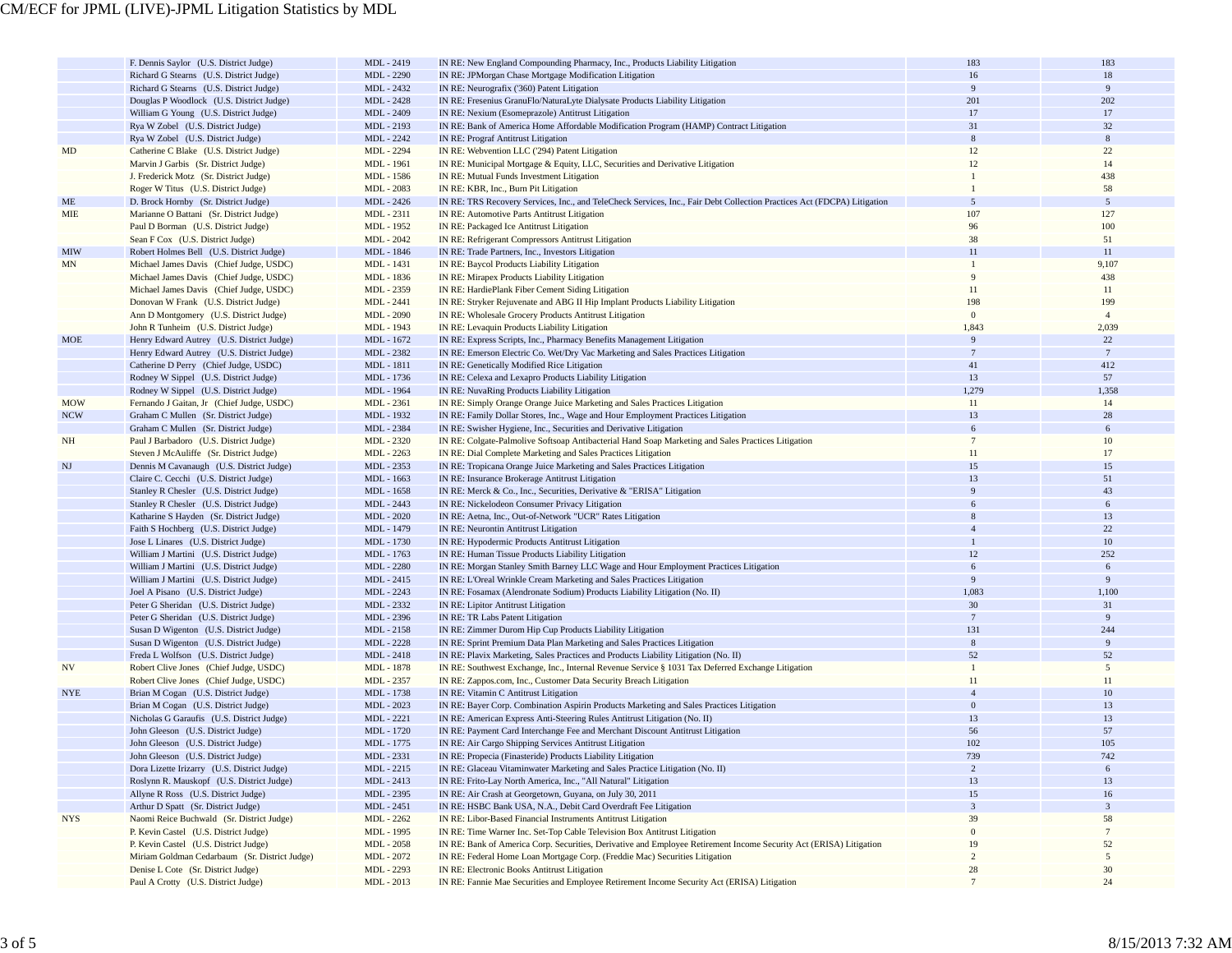| | | | | | |
|---|---|---|---|---|---|
| | F. Dennis Saylor (U.S. District Judge) | MDL - 2419 | IN RE: New England Compounding Pharmacy, Inc., Products Liability Litigation | 183 | 183 |
| | Richard G Stearns (U.S. District Judge) | MDL - 2290 | IN RE: JPMorgan Chase Mortgage Modification Litigation | 16 | 18 |
| | Richard G Stearns (U.S. District Judge) | MDL - 2432 | IN RE: Neurografix ('360) Patent Litigation | 9 | 9 |
| | Douglas P Woodlock (U.S. District Judge) | MDL - 2428 | IN RE: Fresenius GranuFlo/NaturaLyte Dialysate Products Liability Litigation | 201 | 202 |
| | William G Young (U.S. District Judge) | MDL - 2409 | IN RE: Nexium (Esomeprazole) Antitrust Litigation | 17 | 17 |
| | Rya W Zobel (U.S. District Judge) | MDL - 2193 | IN RE: Bank of America Home Affordable Modification Program (HAMP) Contract Litigation | 31 | 32 |
| | Rya W Zobel (U.S. District Judge) | MDL - 2242 | IN RE: Prograf Antitrust Litigation | 8 | 8 |
| MD | Catherine C Blake (U.S. District Judge) | MDL - 2294 | IN RE: Webvention LLC ('294) Patent Litigation | 12 | 22 |
| | Marvin J Garbis (Sr. District Judge) | MDL - 1961 | IN RE: Municipal Mortgage & Equity, LLC, Securities and Derivative Litigation | 12 | 14 |
| | J. Frederick Motz (Sr. District Judge) | MDL - 1586 | IN RE: Mutual Funds Investment Litigation | 1 | 438 |
| | Roger W Titus (U.S. District Judge) | MDL - 2083 | IN RE: KBR, Inc., Burn Pit Litigation | 1 | 58 |
| ME | D. Brock Hornby (Sr. District Judge) | MDL - 2426 | IN RE: TRS Recovery Services, Inc., and TeleCheck Services, Inc., Fair Debt Collection Practices Act (FDCPA) Litigation | 5 | 5 |
| MIE | Marianne O Battani (Sr. District Judge) | MDL - 2311 | IN RE: Automotive Parts Antitrust Litigation | 107 | 127 |
| | Paul D Borman (U.S. District Judge) | MDL - 1952 | IN RE: Packaged Ice Antitrust Litigation | 96 | 100 |
| | Sean F Cox (U.S. District Judge) | MDL - 2042 | IN RE: Refrigerant Compressors Antitrust Litigation | 38 | 51 |
| MIW | Robert Holmes Bell (U.S. District Judge) | MDL - 1846 | IN RE: Trade Partners, Inc., Investors Litigation | 11 | 11 |
| MN | Michael James Davis (Chief Judge, USDC) | MDL - 1431 | IN RE: Baycol Products Liability Litigation | 1 | 9,107 |
| | Michael James Davis (Chief Judge, USDC) | MDL - 1836 | IN RE: Mirapex Products Liability Litigation | 9 | 438 |
| | Michael James Davis (Chief Judge, USDC) | MDL - 2359 | IN RE: HardiePlank Fiber Cement Siding Litigation | 11 | 11 |
| | Donovan W Frank (U.S. District Judge) | MDL - 2441 | IN RE: Stryker Rejuvenate and ABG II Hip Implant Products Liability Litigation | 198 | 199 |
| | Ann D Montgomery (U.S. District Judge) | MDL - 2090 | IN RE: Wholesale Grocery Products Antitrust Litigation | 0 | 4 |
| | John R Tunheim (U.S. District Judge) | MDL - 1943 | IN RE: Levaquin Products Liability Litigation | 1,843 | 2,039 |
| MOE | Henry Edward Autrey (U.S. District Judge) | MDL - 1672 | IN RE: Express Scripts, Inc., Pharmacy Benefits Management Litigation | 9 | 22 |
| | Henry Edward Autrey (U.S. District Judge) | MDL - 2382 | IN RE: Emerson Electric Co. Wet/Dry Vac Marketing and Sales Practices Litigation | 7 | 7 |
| | Catherine D Perry (Chief Judge, USDC) | MDL - 1811 | IN RE: Genetically Modified Rice Litigation | 41 | 412 |
| | Rodney W Sippel (U.S. District Judge) | MDL - 1736 | IN RE: Celexa and Lexapro Products Liability Litigation | 13 | 57 |
| | Rodney W Sippel (U.S. District Judge) | MDL - 1964 | IN RE: NuvaRing Products Liability Litigation | 1,279 | 1,358 |
| MOW | Fernando J Gaitan, Jr (Chief Judge, USDC) | MDL - 2361 | IN RE: Simply Orange Orange Juice Marketing and Sales Practices Litigation | 11 | 14 |
| NCW | Graham C Mullen (Sr. District Judge) | MDL - 1932 | IN RE: Family Dollar Stores, Inc., Wage and Hour Employment Practices Litigation | 13 | 28 |
| | Graham C Mullen (Sr. District Judge) | MDL - 2384 | IN RE: Swisher Hygiene, Inc., Securities and Derivative Litigation | 6 | 6 |
| NH | Paul J Barbadoro (U.S. District Judge) | MDL - 2320 | IN RE: Colgate-Palmolive Softsoap Antibacterial Hand Soap Marketing and Sales Practices Litigation | 7 | 10 |
| | Steven J McAuliffe (Sr. District Judge) | MDL - 2263 | IN RE: Dial Complete Marketing and Sales Practices Litigation | 11 | 17 |
| NJ | Dennis M Cavanaugh (U.S. District Judge) | MDL - 2353 | IN RE: Tropicana Orange Juice Marketing and Sales Practices Litigation | 15 | 15 |
| | Claire C. Cecchi (U.S. District Judge) | MDL - 1663 | IN RE: Insurance Brokerage Antitrust Litigation | 13 | 51 |
| | Stanley R Chesler (U.S. District Judge) | MDL - 1658 | IN RE: Merck & Co., Inc., Securities, Derivative & "ERISA" Litigation | 9 | 43 |
| | Stanley R Chesler (U.S. District Judge) | MDL - 2443 | IN RE: Nickelodeon Consumer Privacy Litigation | 6 | 6 |
| | Katharine S Hayden (Sr. District Judge) | MDL - 2020 | IN RE: Aetna, Inc., Out-of-Network "UCR" Rates Litigation | 8 | 13 |
| | Faith S Hochberg (U.S. District Judge) | MDL - 1479 | IN RE: Neurontin Antitrust Litigation | 4 | 22 |
| | Jose L Linares (U.S. District Judge) | MDL - 1730 | IN RE: Hypodermic Products Antitrust Litigation | 1 | 10 |
| | William J Martini (U.S. District Judge) | MDL - 1763 | IN RE: Human Tissue Products Liability Litigation | 12 | 252 |
| | William J Martini (U.S. District Judge) | MDL - 2280 | IN RE: Morgan Stanley Smith Barney LLC Wage and Hour Employment Practices Litigation | 6 | 6 |
| | William J Martini (U.S. District Judge) | MDL - 2415 | IN RE: L'Oreal Wrinkle Cream Marketing and Sales Practices Litigation | 9 | 9 |
| | Joel A Pisano (U.S. District Judge) | MDL - 2243 | IN RE: Fosamax (Alendronate Sodium) Products Liability Litigation (No. II) | 1,083 | 1,100 |
| | Peter G Sheridan (U.S. District Judge) | MDL - 2332 | IN RE: Lipitor Antitrust Litigation | 30 | 31 |
| | Peter G Sheridan (U.S. District Judge) | MDL - 2396 | IN RE: TR Labs Patent Litigation | 7 | 9 |
| | Susan D Wigenton (U.S. District Judge) | MDL - 2158 | IN RE: Zimmer Durom Hip Cup Products Liability Litigation | 131 | 244 |
| | Susan D Wigenton (U.S. District Judge) | MDL - 2228 | IN RE: Sprint Premium Data Plan Marketing and Sales Practices Litigation | 8 | 9 |
| | Freda L Wolfson (U.S. District Judge) | MDL - 2418 | IN RE: Plavix Marketing, Sales Practices and Products Liability Litigation (No. II) | 52 | 52 |
| NV | Robert Clive Jones (Chief Judge, USDC) | MDL - 1878 | IN RE: Southwest Exchange, Inc., Internal Revenue Service § 1031 Tax Deferred Exchange Litigation | 1 | 5 |
| | Robert Clive Jones (Chief Judge, USDC) | MDL - 2357 | IN RE: Zappos.com, Inc., Customer Data Security Breach Litigation | 11 | 11 |
| NYE | Brian M Cogan (U.S. District Judge) | MDL - 1738 | IN RE: Vitamin C Antitrust Litigation | 4 | 10 |
| | Brian M Cogan (U.S. District Judge) | MDL - 2023 | IN RE: Bayer Corp. Combination Aspirin Products Marketing and Sales Practices Litigation | 0 | 13 |
| | Nicholas G Garaufis (U.S. District Judge) | MDL - 2221 | IN RE: American Express Anti-Steering Rules Antitrust Litigation (No. II) | 13 | 13 |
| | John Gleeson (U.S. District Judge) | MDL - 1720 | IN RE: Payment Card Interchange Fee and Merchant Discount Antitrust Litigation | 56 | 57 |
| | John Gleeson (U.S. District Judge) | MDL - 1775 | IN RE: Air Cargo Shipping Services Antitrust Litigation | 102 | 105 |
| | John Gleeson (U.S. District Judge) | MDL - 2331 | IN RE: Propecia (Finasteride) Products Liability Litigation | 739 | 742 |
| | Dora Lizette Irizarry (U.S. District Judge) | MDL - 2215 | IN RE: Glaceau Vitaminwater Marketing and Sales Practice Litigation (No. II) | 2 | 6 |
| | Roslynn R. Mauskopf (U.S. District Judge) | MDL - 2413 | IN RE: Frito-Lay North America, Inc., "All Natural" Litigation | 13 | 13 |
| | Allyne R Ross (U.S. District Judge) | MDL - 2395 | IN RE: Air Crash at Georgetown, Guyana, on July 30, 2011 | 15 | 16 |
| | Arthur D Spatt (Sr. District Judge) | MDL - 2451 | IN RE: HSBC Bank USA, N.A., Debit Card Overdraft Fee Litigation | 3 | 3 |
| NYS | Naomi Reice Buchwald (Sr. District Judge) | MDL - 2262 | IN RE: Libor-Based Financial Instruments Antitrust Litigation | 39 | 58 |
| | P. Kevin Castel (U.S. District Judge) | MDL - 1995 | IN RE: Time Warner Inc. Set-Top Cable Television Box Antitrust Litigation | 0 | 7 |
| | P. Kevin Castel (U.S. District Judge) | MDL - 2058 | IN RE: Bank of America Corp. Securities, Derivative and Employee Retirement Income Security Act (ERISA) Litigation | 19 | 52 |
| | Miriam Goldman Cedarbaum (Sr. District Judge) | MDL - 2072 | IN RE: Federal Home Loan Mortgage Corp. (Freddie Mac) Securities Litigation | 2 | 5 |
| | Denise L Cote (Sr. District Judge) | MDL - 2293 | IN RE: Electronic Books Antitrust Litigation | 28 | 30 |
| | Paul A Crotty (U.S. District Judge) | MDL - 2013 | IN RE: Fannie Mae Securities and Employee Retirement Income Security Act (ERISA) Litigation | 7 | 24 |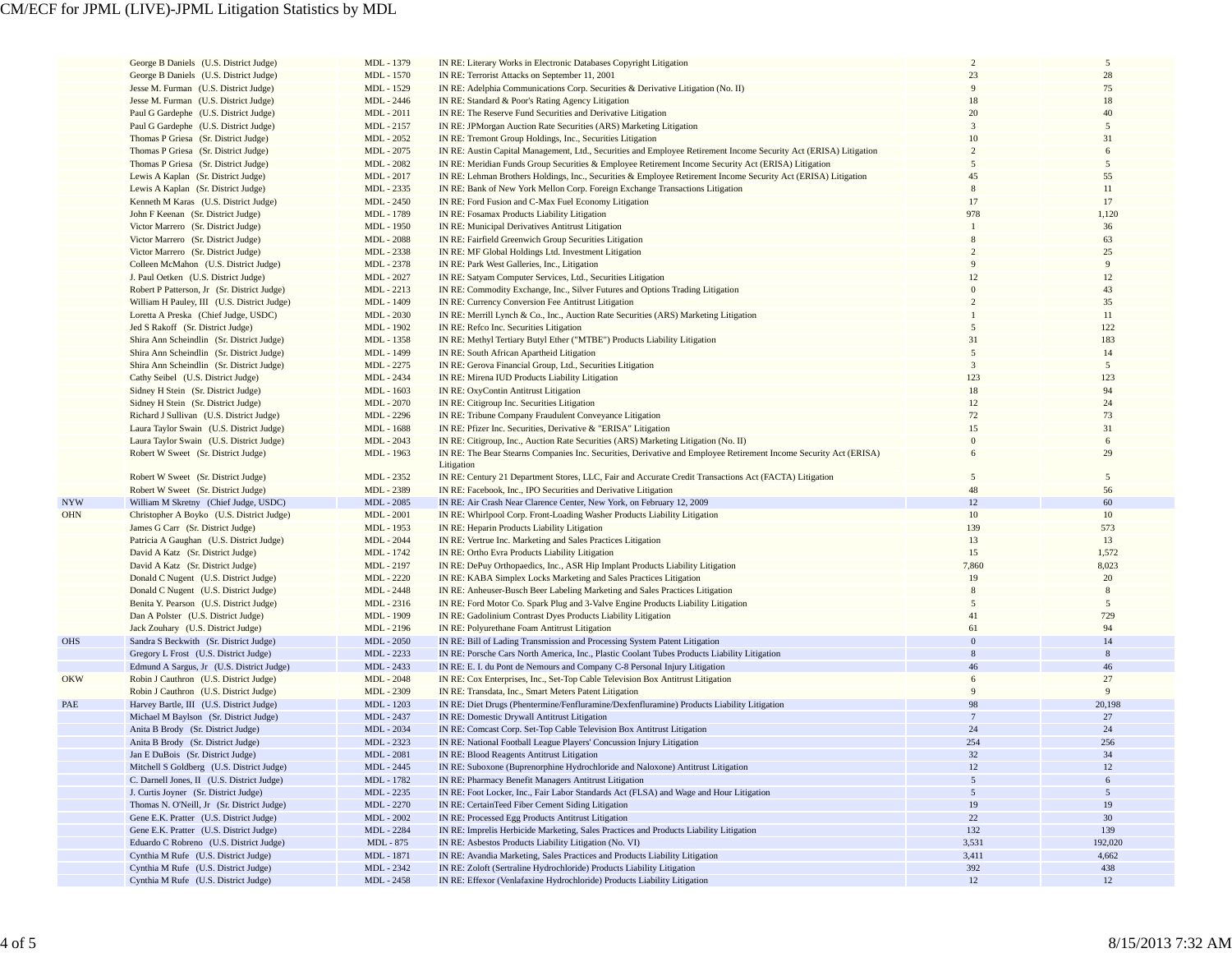| | | | | | |
|---|---|---|---|---|---|
| | George B Daniels (U.S. District Judge) | MDL - 1379 | IN RE: Literary Works in Electronic Databases Copyright Litigation | 2 | 5 |
| | George B Daniels (U.S. District Judge) | MDL - 1570 | IN RE: Terrorist Attacks on September 11, 2001 | 23 | 28 |
| | Jesse M. Furman (U.S. District Judge) | MDL - 1529 | IN RE: Adelphia Communications Corp. Securities & Derivative Litigation (No. II) | 9 | 75 |
| | Jesse M. Furman (U.S. District Judge) | MDL - 2446 | IN RE: Standard & Poor's Rating Agency Litigation | 18 | 18 |
| | Paul G Gardephe (U.S. District Judge) | MDL - 2011 | IN RE: The Reserve Fund Securities and Derivative Litigation | 20 | 40 |
| | Paul G Gardephe (U.S. District Judge) | MDL - 2157 | IN RE: JPMorgan Auction Rate Securities (ARS) Marketing Litigation | 3 | 5 |
| | Thomas P Griesa (Sr. District Judge) | MDL - 2052 | IN RE: Tremont Group Holdings, Inc., Securities Litigation | 10 | 31 |
| | Thomas P Griesa (Sr. District Judge) | MDL - 2075 | IN RE: Austin Capital Management, Ltd., Securities and Employee Retirement Income Security Act (ERISA) Litigation | 2 | 6 |
| | Thomas P Griesa (Sr. District Judge) | MDL - 2082 | IN RE: Meridian Funds Group Securities & Employee Retirement Income Security Act (ERISA) Litigation | 5 | 5 |
| | Lewis A Kaplan (Sr. District Judge) | MDL - 2017 | IN RE: Lehman Brothers Holdings, Inc., Securities & Employee Retirement Income Security Act (ERISA) Litigation | 45 | 55 |
| | Lewis A Kaplan (Sr. District Judge) | MDL - 2335 | IN RE: Bank of New York Mellon Corp. Foreign Exchange Transactions Litigation | 8 | 11 |
| | Kenneth M Karas (U.S. District Judge) | MDL - 2450 | IN RE: Ford Fusion and C-Max Fuel Economy Litigation | 17 | 17 |
| | John F Keenan (Sr. District Judge) | MDL - 1789 | IN RE: Fosamax Products Liability Litigation | 978 | 1,120 |
| | Victor Marrero (Sr. District Judge) | MDL - 1950 | IN RE: Municipal Derivatives Antitrust Litigation | 1 | 36 |
| | Victor Marrero (Sr. District Judge) | MDL - 2088 | IN RE: Fairfield Greenwich Group Securities Litigation | 8 | 63 |
| | Victor Marrero (Sr. District Judge) | MDL - 2338 | IN RE: MF Global Holdings Ltd. Investment Litigation | 2 | 25 |
| | Colleen McMahon (U.S. District Judge) | MDL - 2378 | IN RE: Park West Galleries, Inc., Litigation | 9 | 9 |
| | J. Paul Oetken (U.S. District Judge) | MDL - 2027 | IN RE: Satyam Computer Services, Ltd., Securities Litigation | 12 | 12 |
| | Robert P Patterson, Jr (Sr. District Judge) | MDL - 2213 | IN RE: Commodity Exchange, Inc., Silver Futures and Options Trading Litigation | 0 | 43 |
| | William H Pauley, III (U.S. District Judge) | MDL - 1409 | IN RE: Currency Conversion Fee Antitrust Litigation | 2 | 35 |
| | Loretta A Preska (Chief Judge, USDC) | MDL - 2030 | IN RE: Merrill Lynch & Co., Inc., Auction Rate Securities (ARS) Marketing Litigation | 1 | 11 |
| | Jed S Rakoff (Sr. District Judge) | MDL - 1902 | IN RE: Refco Inc. Securities Litigation | 5 | 122 |
| | Shira Ann Scheindlin (Sr. District Judge) | MDL - 1358 | IN RE: Methyl Tertiary Butyl Ether ("MTBE") Products Liability Litigation | 31 | 183 |
| | Shira Ann Scheindlin (Sr. District Judge) | MDL - 1499 | IN RE: South African Apartheid Litigation | 5 | 14 |
| | Shira Ann Scheindlin (Sr. District Judge) | MDL - 2275 | IN RE: Gerova Financial Group, Ltd., Securities Litigation | 3 | 5 |
| | Cathy Seibel (U.S. District Judge) | MDL - 2434 | IN RE: Mirena IUD Products Liability Litigation | 123 | 123 |
| | Sidney H Stein (Sr. District Judge) | MDL - 1603 | IN RE: OxyContin Antitrust Litigation | 18 | 94 |
| | Sidney H Stein (Sr. District Judge) | MDL - 2070 | IN RE: Citigroup Inc. Securities Litigation | 12 | 24 |
| | Richard J Sullivan (U.S. District Judge) | MDL - 2296 | IN RE: Tribune Company Fraudulent Conveyance Litigation | 72 | 73 |
| | Laura Taylor Swain (U.S. District Judge) | MDL - 1688 | IN RE: Pfizer Inc. Securities, Derivative & "ERISA" Litigation | 15 | 31 |
| | Laura Taylor Swain (U.S. District Judge) | MDL - 2043 | IN RE: Citigroup, Inc., Auction Rate Securities (ARS) Marketing Litigation (No. II) | 0 | 6 |
| | Robert W Sweet (Sr. District Judge) | MDL - 1963 | IN RE: The Bear Stearns Companies Inc. Securities, Derivative and Employee Retirement Income Security Act (ERISA) Litigation | 6 | 29 |
| | Robert W Sweet (Sr. District Judge) | MDL - 2352 | IN RE: Century 21 Department Stores, LLC, Fair and Accurate Credit Transactions Act (FACTA) Litigation | 5 | 5 |
| | Robert W Sweet (Sr. District Judge) | MDL - 2389 | IN RE: Facebook, Inc., IPO Securities and Derivative Litigation | 48 | 56 |
| NYW | William M Skretny (Chief Judge, USDC) | MDL - 2085 | IN RE: Air Crash Near Clarence Center, New York, on February 12, 2009 | 12 | 60 |
| OHN | Christopher A Boyko (U.S. District Judge) | MDL - 2001 | IN RE: Whirlpool Corp. Front-Loading Washer Products Liability Litigation | 10 | 10 |
| | James G Carr (Sr. District Judge) | MDL - 1953 | IN RE: Heparin Products Liability Litigation | 139 | 573 |
| | Patricia A Gaughan (U.S. District Judge) | MDL - 2044 | IN RE: Vertrue Inc. Marketing and Sales Practices Litigation | 13 | 13 |
| | David A Katz (Sr. District Judge) | MDL - 1742 | IN RE: Ortho Evra Products Liability Litigation | 15 | 1,572 |
| | David A Katz (Sr. District Judge) | MDL - 2197 | IN RE: DePuy Orthopaedics, Inc., ASR Hip Implant Products Liability Litigation | 7,860 | 8,023 |
| | Donald C Nugent (U.S. District Judge) | MDL - 2220 | IN RE: KABA Simplex Locks Marketing and Sales Practices Litigation | 19 | 20 |
| | Donald C Nugent (U.S. District Judge) | MDL - 2448 | IN RE: Anheuser-Busch Beer Labeling Marketing and Sales Practices Litigation | 8 | 8 |
| | Benita Y. Pearson (U.S. District Judge) | MDL - 2316 | IN RE: Ford Motor Co. Spark Plug and 3-Valve Engine Products Liability Litigation | 5 | 5 |
| | Dan A Polster (U.S. District Judge) | MDL - 1909 | IN RE: Gadolinium Contrast Dyes Products Liability Litigation | 41 | 729 |
| | Jack Zouhary (U.S. District Judge) | MDL - 2196 | IN RE: Polyurethane Foam Antitrust Litigation | 61 | 94 |
| OHS | Sandra S Beckwith (Sr. District Judge) | MDL - 2050 | IN RE: Bill of Lading Transmission and Processing System Patent Litigation | 0 | 14 |
| | Gregory L Frost (U.S. District Judge) | MDL - 2233 | IN RE: Porsche Cars North America, Inc., Plastic Coolant Tubes Products Liability Litigation | 8 | 8 |
| | Edmund A Sargus, Jr (U.S. District Judge) | MDL - 2433 | IN RE: E. I. du Pont de Nemours and Company C-8 Personal Injury Litigation | 46 | 46 |
| OKW | Robin J Cauthron (U.S. District Judge) | MDL - 2048 | IN RE: Cox Enterprises, Inc., Set-Top Cable Television Box Antitrust Litigation | 6 | 27 |
| | Robin J Cauthron (U.S. District Judge) | MDL - 2309 | IN RE: Transdata, Inc., Smart Meters Patent Litigation | 9 | 9 |
| PAE | Harvey Bartle, III (U.S. District Judge) | MDL - 1203 | IN RE: Diet Drugs (Phentermine/Fenfluramine/Dexfenfluramine) Products Liability Litigation | 98 | 20,198 |
| | Michael M Baylson (Sr. District Judge) | MDL - 2437 | IN RE: Domestic Drywall Antitrust Litigation | 7 | 27 |
| | Anita B Brody (Sr. District Judge) | MDL - 2034 | IN RE: Comcast Corp. Set-Top Cable Television Box Antitrust Litigation | 24 | 24 |
| | Anita B Brody (Sr. District Judge) | MDL - 2323 | IN RE: National Football League Players' Concussion Injury Litigation | 254 | 256 |
| | Jan E DuBois (Sr. District Judge) | MDL - 2081 | IN RE: Blood Reagents Antitrust Litigation | 32 | 34 |
| | Mitchell S Goldberg (U.S. District Judge) | MDL - 2445 | IN RE: Suboxone (Buprenorphine Hydrochloride and Naloxone) Antitrust Litigation | 12 | 12 |
| | C. Darnell Jones, II (U.S. District Judge) | MDL - 1782 | IN RE: Pharmacy Benefit Managers Antitrust Litigation | 5 | 6 |
| | J. Curtis Joyner (Sr. District Judge) | MDL - 2235 | IN RE: Foot Locker, Inc., Fair Labor Standards Act (FLSA) and Wage and Hour Litigation | 5 | 5 |
| | Thomas N. O'Neill, Jr (Sr. District Judge) | MDL - 2270 | IN RE: CertainTeed Fiber Cement Siding Litigation | 19 | 19 |
| | Gene E.K. Pratter (U.S. District Judge) | MDL - 2002 | IN RE: Processed Egg Products Antitrust Litigation | 22 | 30 |
| | Gene E.K. Pratter (U.S. District Judge) | MDL - 2284 | IN RE: Imprelis Herbicide Marketing, Sales Practices and Products Liability Litigation | 132 | 139 |
| | Eduardo C Robreno (U.S. District Judge) | MDL - 875 | IN RE: Asbestos Products Liability Litigation (No. VI) | 3,531 | 192,020 |
| | Cynthia M Rufe (U.S. District Judge) | MDL - 1871 | IN RE: Avandia Marketing, Sales Practices and Products Liability Litigation | 3,411 | 4,662 |
| | Cynthia M Rufe (U.S. District Judge) | MDL - 2342 | IN RE: Zoloft (Sertraline Hydrochloride) Products Liability Litigation | 392 | 438 |
| | Cynthia M Rufe (U.S. District Judge) | MDL - 2458 | IN RE: Effexor (Venlafaxine Hydrochloride) Products Liability Litigation | 12 | 12 |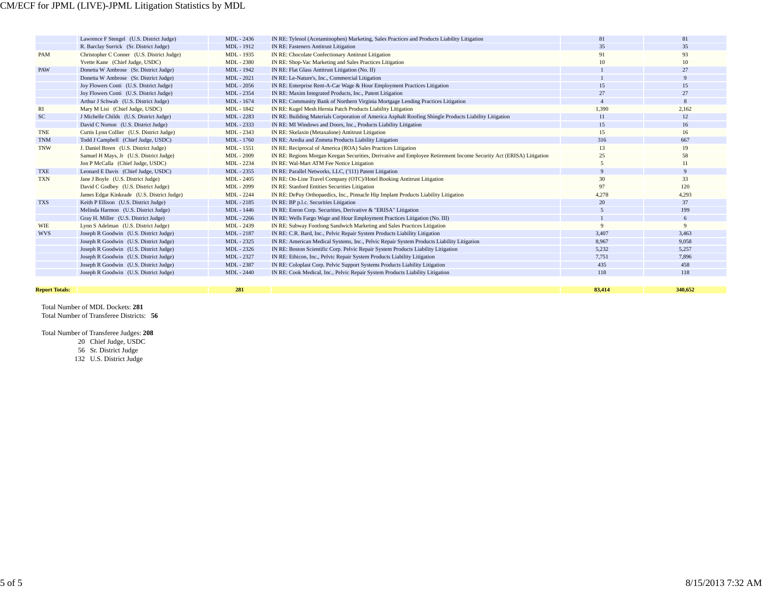| | | | | | |
|---|---|---|---|---|---|
| | Lawrence F Stengel (U.S. District Judge) | MDL - 2436 | IN RE: Tylenol (Acetaminophen) Marketing, Sales Practices and Products Liability Litigation | 81 | 81 |
| | R. Barclay Surrick (Sr. District Judge) | MDL - 1912 | IN RE: Fasteners Antitrust Litigation | 35 | 35 |
| PAM | Christopher C Conner (U.S. District Judge) | MDL - 1935 | IN RE: Chocolate Confectionary Antitrust Litigation | 91 | 93 |
| | Yvette Kane (Chief Judge, USDC) | MDL - 2380 | IN RE: Shop-Vac Marketing and Sales Practices Litigation | 10 | 10 |
| PAW | Donetta W Ambrose (Sr. District Judge) | MDL - 1942 | IN RE: Flat Glass Antitrust Litigation (No. II) | 1 | 27 |
| | Donetta W Ambrose (Sr. District Judge) | MDL - 2021 | IN RE: Le-Nature's, Inc., Commercial Litigation | 1 | 9 |
| | Joy Flowers Conti (U.S. District Judge) | MDL - 2056 | IN RE: Enterprise Rent-A-Car Wage & Hour Employment Practices Litigation | 15 | 15 |
| | Joy Flowers Conti (U.S. District Judge) | MDL - 2354 | IN RE: Maxim Integrated Products, Inc., Patent Litigation | 27 | 27 |
| | Arthur J Schwab (U.S. District Judge) | MDL - 1674 | IN RE: Community Bank of Northern Virginia Mortgage Lending Practices Litigation | 4 | 8 |
| RI | Mary M Lisi (Chief Judge, USDC) | MDL - 1842 | IN RE: Kugel Mesh Hernia Patch Products Liability Litigation | 1,390 | 2,162 |
| SC | J Michelle Childs (U.S. District Judge) | MDL - 2283 | IN RE: Building Materials Corporation of America Asphalt Roofing Shingle Products Liability Litigation | 11 | 12 |
| | David C Norton (U.S. District Judge) | MDL - 2333 | IN RE: MI Windows and Doors, Inc., Products Liability Litigation | 15 | 16 |
| TNE | Curtis Lynn Collier (U.S. District Judge) | MDL - 2343 | IN RE: Skelaxin (Metaxalone) Antitrust Litigation | 15 | 16 |
| TNM | Todd J Campbell (Chief Judge, USDC) | MDL - 1760 | IN RE: Aredia and Zometa Products Liability Litigation | 316 | 667 |
| TNW | J. Daniel Breen (U.S. District Judge) | MDL - 1551 | IN RE: Reciprocal of America (ROA) Sales Practices Litigation | 13 | 19 |
| | Samuel H Mays, Jr (U.S. District Judge) | MDL - 2009 | IN RE: Regions Morgan Keegan Securities, Derivative and Employee Retirement Income Security Act (ERISA) Litigation | 25 | 58 |
| | Jon P McCalla (Chief Judge, USDC) | MDL - 2234 | IN RE: Wal-Mart ATM Fee Notice Litigation | 5 | 11 |
| TXE | Leonard E Davis (Chief Judge, USDC) | MDL - 2355 | IN RE: Parallel Networks, LLC, ('111) Patent Litigation | 9 | 9 |
| TXN | Jane J Boyle (U.S. District Judge) | MDL - 2405 | IN RE: On-Line Travel Company (OTC)/Hotel Booking Antitrust Litigation | 30 | 33 |
| | David C Godbey (U.S. District Judge) | MDL - 2099 | IN RE: Stanford Entities Securities Litigation | 97 | 120 |
| | James Edgar Kinkeade (U.S. District Judge) | MDL - 2244 | IN RE: DePuy Orthopaedics, Inc., Pinnacle Hip Implant Products Liability Litigation | 4,278 | 4,293 |
| TXS | Keith P Ellison (U.S. District Judge) | MDL - 2185 | IN RE: BP p.l.c. Securities Litigation | 20 | 37 |
| | Melinda Harmon (U.S. District Judge) | MDL - 1446 | IN RE: Enron Corp. Securities, Derivative & "ERISA" Litigation | 5 | 199 |
| | Gray H. Miller (U.S. District Judge) | MDL - 2266 | IN RE: Wells Fargo Wage and Hour Employment Practices Litigation (No. III) | 1 | 6 |
| WIE | Lynn S Adelman (U.S. District Judge) | MDL - 2439 | IN RE: Subway Footlong Sandwich Marketing and Sales Practices Litigation | 9 | 9 |
| WVS | Joseph R Goodwin (U.S. District Judge) | MDL - 2187 | IN RE: C.R. Bard, Inc., Pelvic Repair System Products Liability Litigation | 3,407 | 3,463 |
| | Joseph R Goodwin (U.S. District Judge) | MDL - 2325 | IN RE: American Medical Systems, Inc., Pelvic Repair System Products Liability Litigation | 8,967 | 9,058 |
| | Joseph R Goodwin (U.S. District Judge) | MDL - 2326 | IN RE: Boston Scientific Corp. Pelvic Repair System Products Liability Litigation | 5,232 | 5,257 |
| | Joseph R Goodwin (U.S. District Judge) | MDL - 2327 | IN RE: Ethicon, Inc., Pelvic Repair System Products Liability Litigation | 7,751 | 7,896 |
| | Joseph R Goodwin (U.S. District Judge) | MDL - 2387 | IN RE: Coloplast Corp. Pelvic Support Systems Products Liability Litigation | 435 | 458 |
| | Joseph R Goodwin (U.S. District Judge) | MDL - 2440 | IN RE: Cook Medical, Inc., Pelvic Repair System Products Liability Litigation | 118 | 118 |
| **Report Totals:** | | **281** | | **83,414** | **340,652** |

Total Number of MDL Dockets: **281**
Total Number of Transferee Districts: **56**

Total Number of Transferee Judges: **208**

20 Chief Judge, USDC
56 Sr. District Judge
132 U.S. District Judge